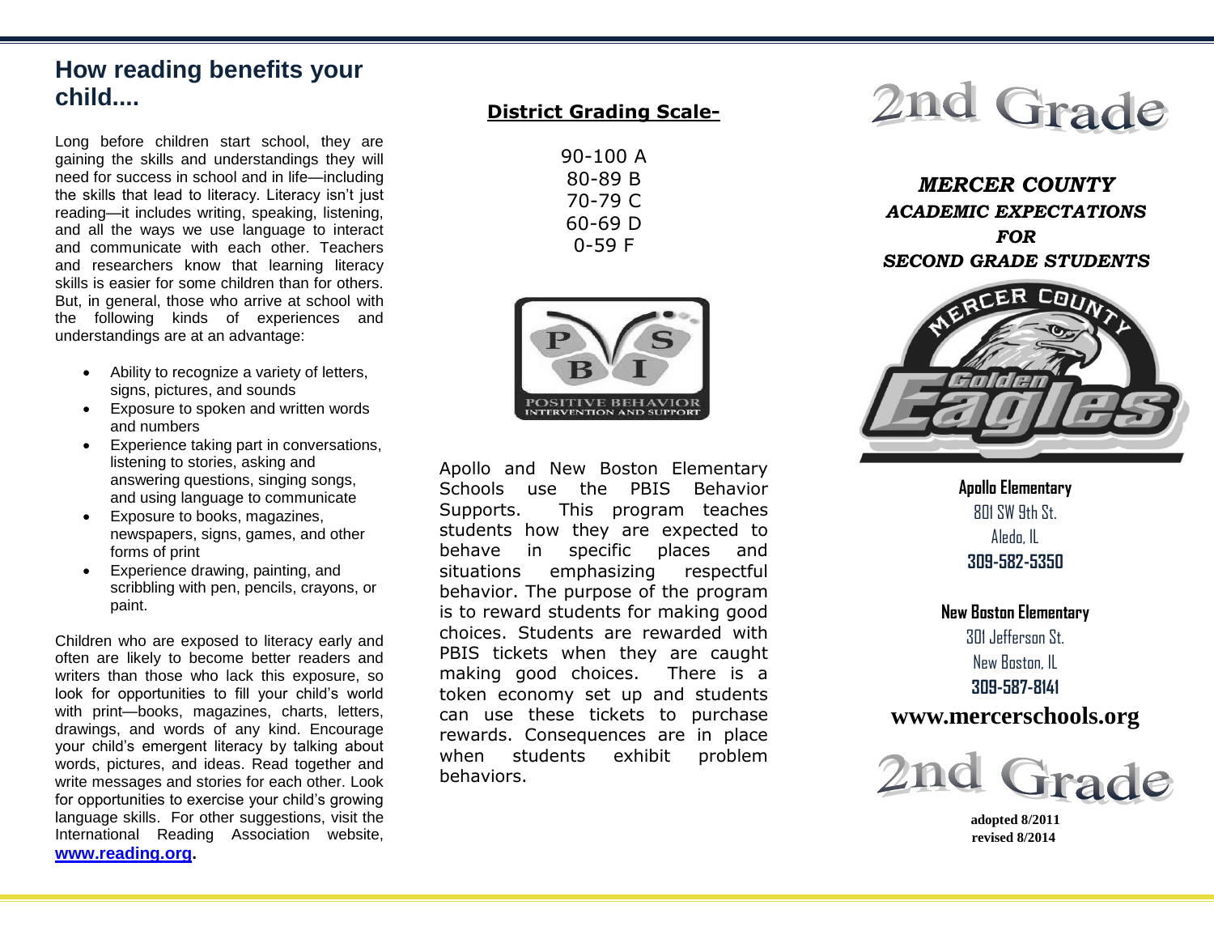## How reading benefits your child....

Long before children start school, they are gaining the skills and understandings they will need for success in school and in life—including the skills that lead to literacy. Literacy isn't just reading—it includes writing, speaking, listening, and all the ways we use language to interact and communicate with each other. Teachers and researchers know that learning literacy skills is easier for some children than for others. But, in general, those who arrive at school with the following kinds of experiences and understandings are at an advantage:

- Ability to recognize a variety of letters, signs, pictures, and sounds
- Exposure to spoken and written words and numbers
- Experience taking part in conversations, listening to stories, asking and answering questions, singing songs, and using language to communicate
- Exposure to books, magazines, newspapers, signs, games, and other forms of print
- Experience drawing, painting, and scribbling with pen, pencils, crayons, or paint.

Children who are exposed to literacy early and often are likely to become better readers and writers than those who lack this exposure, so look for opportunities to fill your child's world with print—books, magazines, charts, letters, drawings, and words of any kind. Encourage your child's emergent literacy by talking about words, pictures, and ideas. Read together and write messages and stories for each other. Look for opportunities to exercise your child's growing language skills. For other suggestions, visit the International Reading Association website, **www.reading.org**.

## District Grading Scale-

90-100 A
80-89 B
70-79 C
60-69 D
0-59 F

POSITIVE BEHAVIOR INTERVENTION AND SUPPORT

Apollo and New Boston Elementary Schools use the PBIS Behavior Supports. This program teaches students how they are expected to behave in specific places and situations emphasizing respectful behavior. The purpose of the program is to reward students for making good choices. Students are rewarded with PBIS tickets when they are caught making good choices. There is a token economy set up and students can use these tickets to purchase rewards. Consequences are in place when students exhibit problem behaviors.

# 2nd Grade

***MERCER COUNTY***
***ACADEMIC EXPECTATIONS***
***FOR***
***SECOND GRADE STUDENTS***

Mercer County Golden Eagles

**Apollo Elementary**
801 SW 9th St.
Aledo, IL
**309-582-5350**

**New Boston Elementary**
301 Jefferson St.
New Boston, IL
**309-587-8141**

**www.mercerschools.org**

# 2nd Grade

**adopted 8/2011**
**revised 8/2014**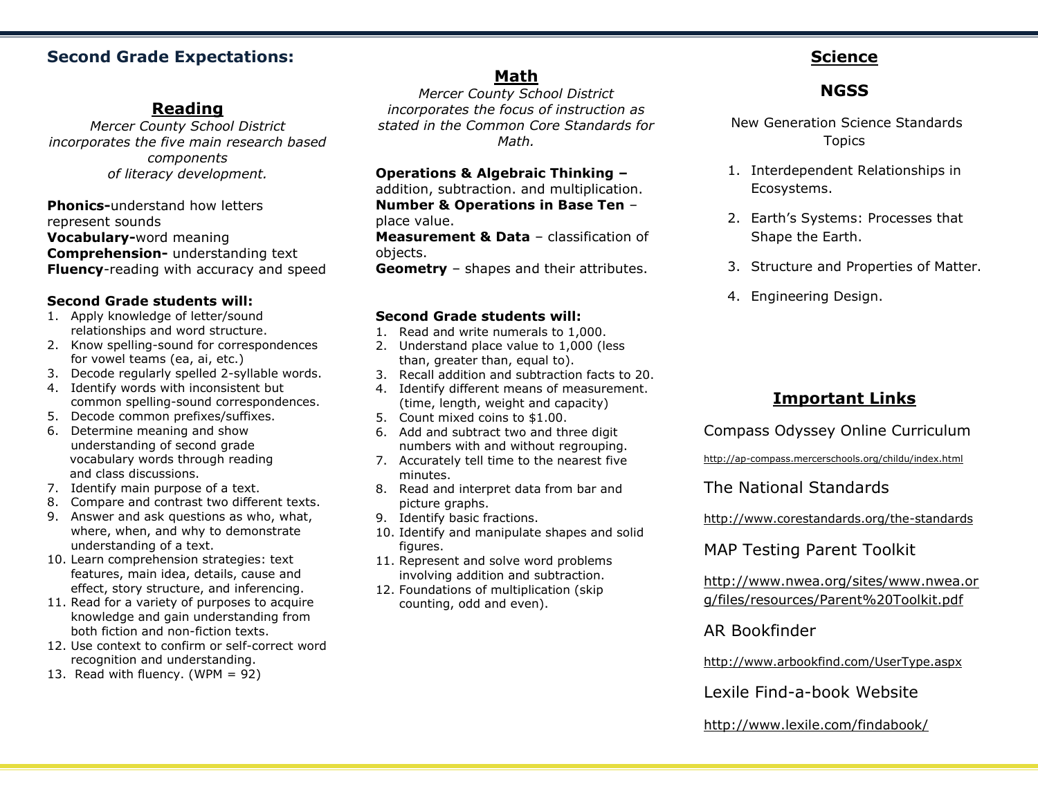## Second Grade Expectations:

### Reading

*Mercer County School District incorporates the five main research based components of literacy development.*

**Phonics-**understand how letters represent sounds
**Vocabulary-**word meaning
**Comprehension-** understanding text
**Fluency**-reading with accuracy and speed

**Second Grade students will:**

1. Apply knowledge of letter/sound relationships and word structure.
2. Know spelling-sound for correspondences for vowel teams (ea, ai, etc.)
3. Decode regularly spelled 2-syllable words.
4. Identify words with inconsistent but common spelling-sound correspondences.
5. Decode common prefixes/suffixes.
6. Determine meaning and show understanding of second grade vocabulary words through reading and class discussions.
7. Identify main purpose of a text.
8. Compare and contrast two different texts.
9. Answer and ask questions as who, what, where, when, and why to demonstrate understanding of a text.
10. Learn comprehension strategies: text features, main idea, details, cause and effect, story structure, and inferencing.
11. Read for a variety of purposes to acquire knowledge and gain understanding from both fiction and non-fiction texts.
12. Use context to confirm or self-correct word recognition and understanding.
13. Read with fluency. (WPM = 92)

### Math

*Mercer County School District incorporates the focus of instruction as stated in the Common Core Standards for Math.*

**Operations & Algebraic Thinking –** addition, subtraction. and multiplication.
**Number & Operations in Base Ten** – place value.
**Measurement & Data** – classification of objects.
**Geometry** – shapes and their attributes.

**Second Grade students will:**

1. Read and write numerals to 1,000.
2. Understand place value to 1,000 (less than, greater than, equal to).
3. Recall addition and subtraction facts to 20.
4. Identify different means of measurement. (time, length, weight and capacity)
5. Count mixed coins to $1.00.
6. Add and subtract two and three digit numbers with and without regrouping.
7. Accurately tell time to the nearest five minutes.
8. Read and interpret data from bar and picture graphs.
9. Identify basic fractions.
10. Identify and manipulate shapes and solid figures.
11. Represent and solve word problems involving addition and subtraction.
12. Foundations of multiplication (skip counting, odd and even).

### Science

#### NGSS

New Generation Science Standards Topics

1. Interdependent Relationships in Ecosystems.
2. Earth's Systems: Processes that Shape the Earth.
3. Structure and Properties of Matter.
4. Engineering Design.

### Important Links

Compass Odyssey Online Curriculum

http://ap-compass.mercerschools.org/childu/index.html

The National Standards

http://www.corestandards.org/the-standards

MAP Testing Parent Toolkit

http://www.nwea.org/sites/www.nwea.org/files/resources/Parent%20Toolkit.pdf

AR Bookfinder

http://www.arbookfind.com/UserType.aspx

Lexile Find-a-book Website

http://www.lexile.com/findabook/